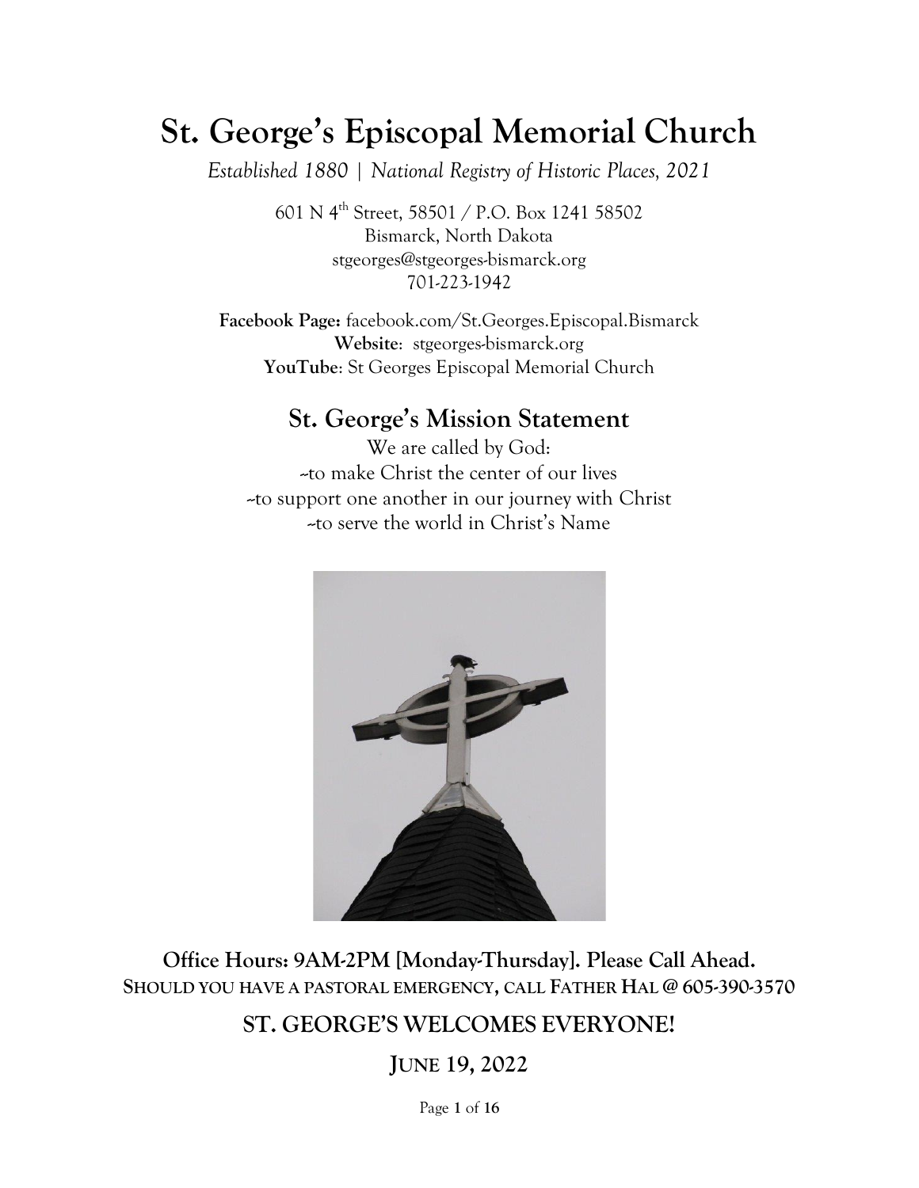# St. George's Episcopal Memorial Church

*Established 1880 | National Registry of Historic Places, 2021*

601 N 4th Street, 58501 / P.O. Box 1241 58502
Bismarck, North Dakota
stgeorges@stgeorges-bismarck.org
701-223-1942

**Facebook Page:** facebook.com/St.Georges.Episcopal.Bismarck
**Website**: stgeorges-bismarck.org
**YouTube**: St Georges Episcopal Memorial Church

## St. George's Mission Statement

We are called by God:
~to make Christ the center of our lives
~to support one another in our journey with Christ
~to serve the world in Christ's Name

**Office Hours: 9AM-2PM [Monday-Thursday]. Please Call Ahead.**
**SHOULD YOU HAVE A PASTORAL EMERGENCY, CALL FATHER HAL @ 605-390-3570**

**ST. GEORGE'S WELCOMES EVERYONE!**

**JUNE 19, 2022**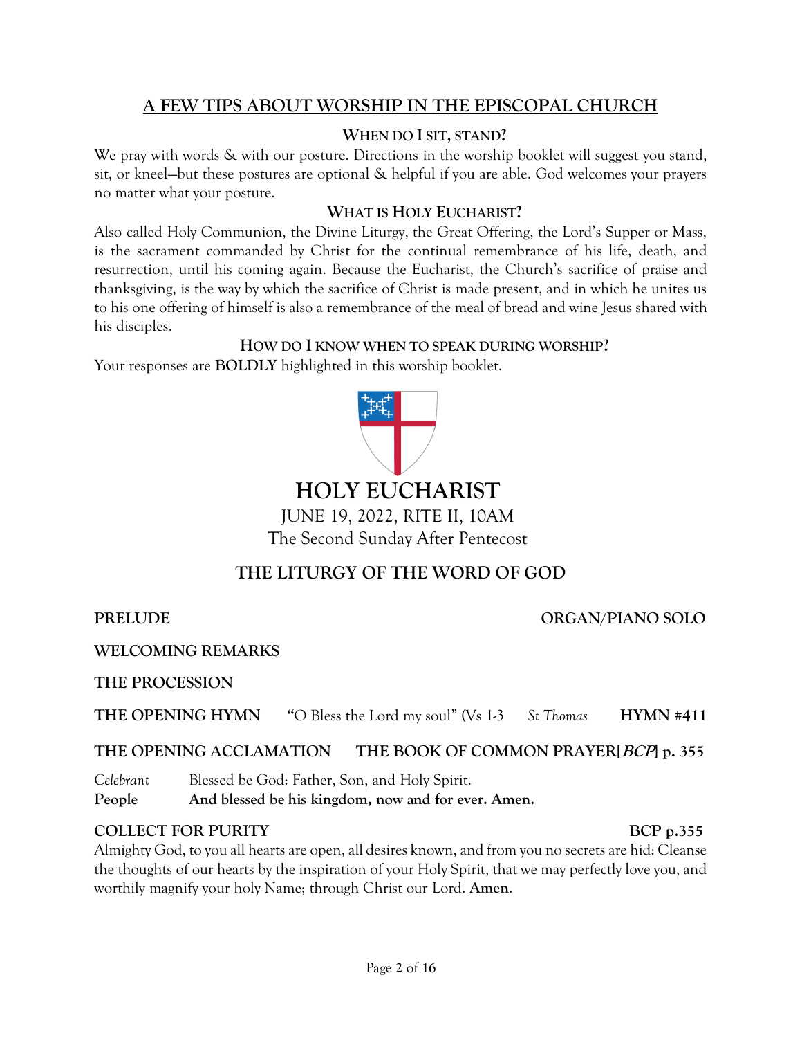## A FEW TIPS ABOUT WORSHIP IN THE EPISCOPAL CHURCH

### WHEN DO I SIT, STAND?

We pray with words & with our posture. Directions in the worship booklet will suggest you stand, sit, or kneel—but these postures are optional & helpful if you are able. God welcomes your prayers no matter what your posture.

### WHAT IS HOLY EUCHARIST?

Also called Holy Communion, the Divine Liturgy, the Great Offering, the Lord's Supper or Mass, is the sacrament commanded by Christ for the continual remembrance of his life, death, and resurrection, until his coming again. Because the Eucharist, the Church's sacrifice of praise and thanksgiving, is the way by which the sacrifice of Christ is made present, and in which he unites us to his one offering of himself is also a remembrance of the meal of bread and wine Jesus shared with his disciples.

### HOW DO I KNOW WHEN TO SPEAK DURING WORSHIP?

Your responses are **BOLDLY** highlighted in this worship booklet.

# HOLY EUCHARIST

JUNE 19, 2022, RITE II, 10AM
The Second Sunday After Pentecost

## THE LITURGY OF THE WORD OF GOD

**PRELUDE** — **ORGAN/PIANO SOLO**

**WELCOMING REMARKS**

**THE PROCESSION**

**THE OPENING HYMN** "O Bless the Lord my soul" (Vs 1-3 *St Thomas* **HYMN #411**

**THE OPENING ACCLAMATION** — **THE BOOK OF COMMON PRAYER[*BCP*] p. 355**

*Celebrant* Blessed be God: Father, Son, and Holy Spirit.
**People And blessed be his kingdom, now and for ever. Amen.**

**COLLECT FOR PURITY** — **BCP p.355**

Almighty God, to you all hearts are open, all desires known, and from you no secrets are hid: Cleanse the thoughts of our hearts by the inspiration of your Holy Spirit, that we may perfectly love you, and worthily magnify your holy Name; through Christ our Lord. **Amen**.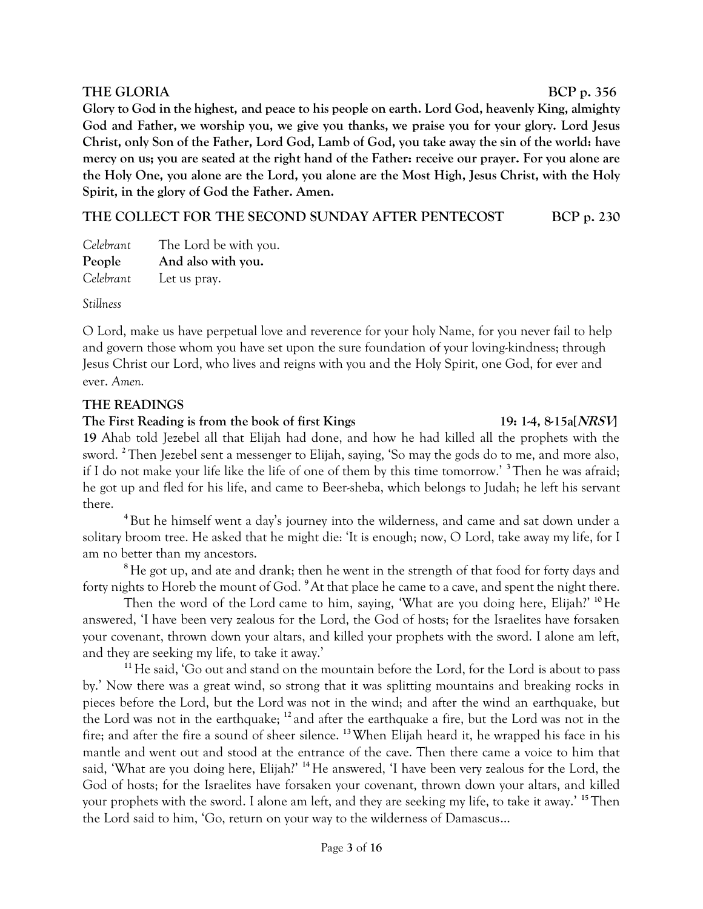**THE GLORIA** BCP p. 356

**Glory to God in the highest, and peace to his people on earth. Lord God, heavenly King, almighty God and Father, we worship you, we give you thanks, we praise you for your glory. Lord Jesus Christ, only Son of the Father, Lord God, Lamb of God, you take away the sin of the world: have mercy on us; you are seated at the right hand of the Father: receive our prayer. For you alone are the Holy One, you alone are the Lord, you alone are the Most High, Jesus Christ, with the Holy Spirit, in the glory of God the Father. Amen.**

**THE COLLECT FOR THE SECOND SUNDAY AFTER PENTECOST** BCP p. 230

*Celebrant* The Lord be with you.
**People** **And also with you.**
*Celebrant* Let us pray.

*Stillness*

O Lord, make us have perpetual love and reverence for your holy Name, for you never fail to help and govern those whom you have set upon the sure foundation of your loving-kindness; through Jesus Christ our Lord, who lives and reigns with you and the Holy Spirit, one God, for ever and ever. *Amen.*

**THE READINGS**

**The First Reading is from the book of first Kings** **19: 1-4, 8-15a[*NRSV*]**

**19** Ahab told Jezebel all that Elijah had done, and how he had killed all the prophets with the sword. [2] Then Jezebel sent a messenger to Elijah, saying, 'So may the gods do to me, and more also, if I do not make your life like the life of one of them by this time tomorrow.' [3] Then he was afraid; he got up and fled for his life, and came to Beer-sheba, which belongs to Judah; he left his servant there.

[4] But he himself went a day's journey into the wilderness, and came and sat down under a solitary broom tree. He asked that he might die: 'It is enough; now, O Lord, take away my life, for I am no better than my ancestors.

[8] He got up, and ate and drank; then he went in the strength of that food for forty days and forty nights to Horeb the mount of God. [9] At that place he came to a cave, and spent the night there.

Then the word of the Lord came to him, saying, 'What are you doing here, Elijah?' [10] He answered, 'I have been very zealous for the Lord, the God of hosts; for the Israelites have forsaken your covenant, thrown down your altars, and killed your prophets with the sword. I alone am left, and they are seeking my life, to take it away.'

[11] He said, 'Go out and stand on the mountain before the Lord, for the Lord is about to pass by.' Now there was a great wind, so strong that it was splitting mountains and breaking rocks in pieces before the Lord, but the Lord was not in the wind; and after the wind an earthquake, but the Lord was not in the earthquake; [12] and after the earthquake a fire, but the Lord was not in the fire; and after the fire a sound of sheer silence. [13] When Elijah heard it, he wrapped his face in his mantle and went out and stood at the entrance of the cave. Then there came a voice to him that said, 'What are you doing here, Elijah?' [14] He answered, 'I have been very zealous for the Lord, the God of hosts; for the Israelites have forsaken your covenant, thrown down your altars, and killed your prophets with the sword. I alone am left, and they are seeking my life, to take it away.' [15] Then the Lord said to him, 'Go, return on your way to the wilderness of Damascus…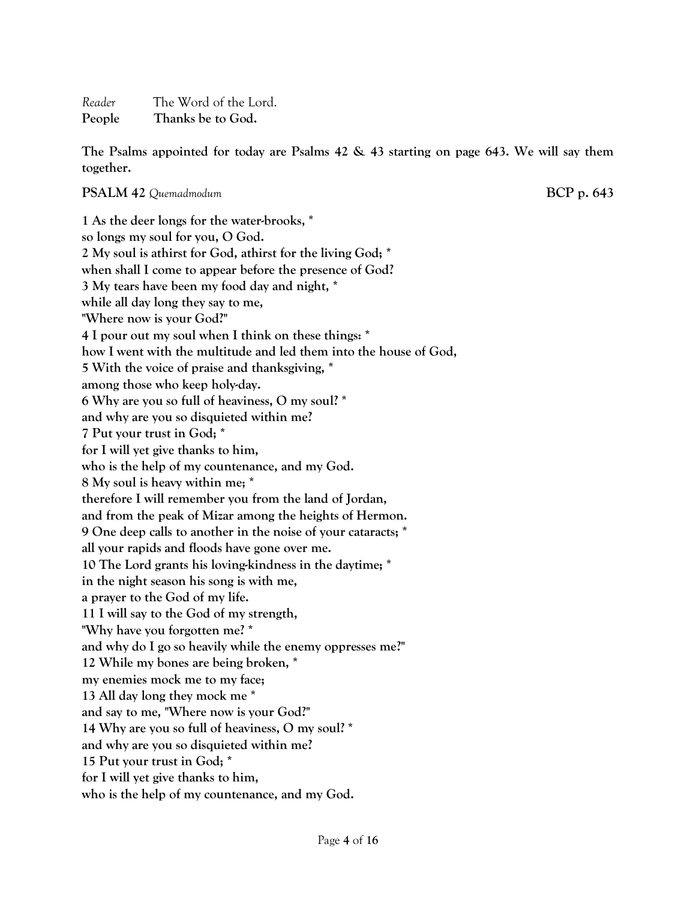*Reader* The Word of the Lord.
**People** **Thanks be to God.**

**The Psalms appointed for today are Psalms 42 & 43 starting on page 643. We will say them together.**

**PSALM 42** *Quemadmodum* **BCP p. 643**

**1 As the deer longs for the water-brooks, \***
**so longs my soul for you, O God.**
**2 My soul is athirst for God, athirst for the living God; \***
**when shall I come to appear before the presence of God?**
**3 My tears have been my food day and night, \***
**while all day long they say to me,**
**"Where now is your God?"**
**4 I pour out my soul when I think on these things: \***
**how I went with the multitude and led them into the house of God,**
**5 With the voice of praise and thanksgiving, \***
**among those who keep holy-day.**
**6 Why are you so full of heaviness, O my soul? \***
**and why are you so disquieted within me?**
**7 Put your trust in God; \***
**for I will yet give thanks to him,**
**who is the help of my countenance, and my God.**
**8 My soul is heavy within me; \***
**therefore I will remember you from the land of Jordan,**
**and from the peak of Mizar among the heights of Hermon.**
**9 One deep calls to another in the noise of your cataracts; \***
**all your rapids and floods have gone over me.**
**10 The Lord grants his loving-kindness in the daytime; \***
**in the night season his song is with me,**
**a prayer to the God of my life.**
**11 I will say to the God of my strength,**
**"Why have you forgotten me? \***
**and why do I go so heavily while the enemy oppresses me?"**
**12 While my bones are being broken, \***
**my enemies mock me to my face;**
**13 All day long they mock me \***
**and say to me, "Where now is your God?"**
**14 Why are you so full of heaviness, O my soul? \***
**and why are you so disquieted within me?**
**15 Put your trust in God; \***
**for I will yet give thanks to him,**
**who is the help of my countenance, and my God.**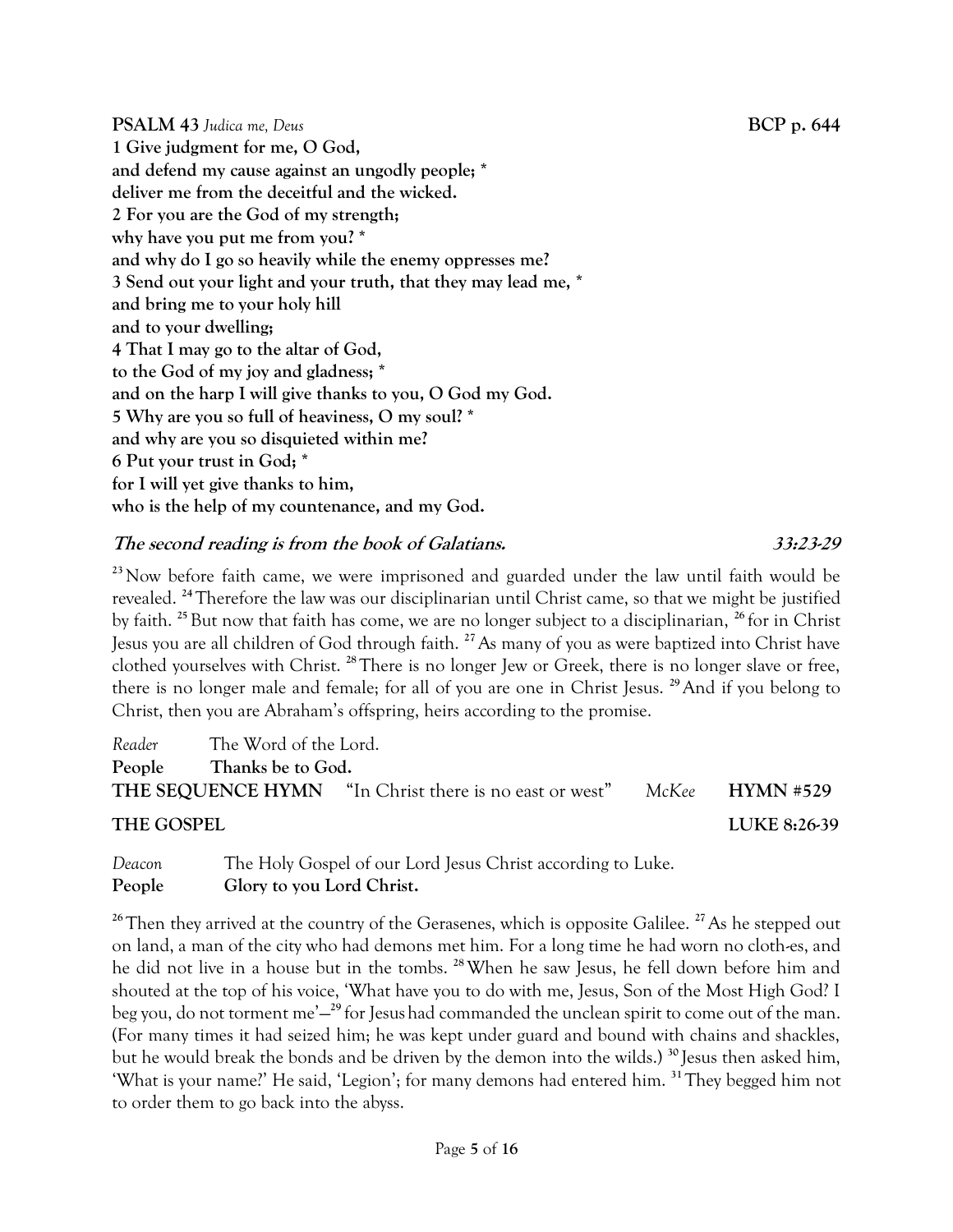**PSALM 43** *Judica me, Deus* **BCP p. 644**

**1 Give judgment for me, O God,**
**and defend my cause against an ungodly people; ***
**deliver me from the deceitful and the wicked.**
**2 For you are the God of my strength;**
**why have you put me from you? ***
**and why do I go so heavily while the enemy oppresses me?**
**3 Send out your light and your truth, that they may lead me, ***
**and bring me to your holy hill**
**and to your dwelling;**
**4 That I may go to the altar of God,**
**to the God of my joy and gladness; ***
**and on the harp I will give thanks to you, O God my God.**
**5 Why are you so full of heaviness, O my soul? ***
**and why are you so disquieted within me?**
**6 Put your trust in God; ***
**for I will yet give thanks to him,**
**who is the help of my countenance, and my God.**

***The second reading is from the book of Galatians.*** ***33:23-29***

[23] Now before faith came, we were imprisoned and guarded under the law until faith would be revealed. [24] Therefore the law was our disciplinarian until Christ came, so that we might be justified by faith. [25] But now that faith has come, we are no longer subject to a disciplinarian, [26] for in Christ Jesus you are all children of God through faith. [27] As many of you as were baptized into Christ have clothed yourselves with Christ. [28] There is no longer Jew or Greek, there is no longer slave or free, there is no longer male and female; for all of you are one in Christ Jesus. [29] And if you belong to Christ, then you are Abraham's offspring, heirs according to the promise.

*Reader* The Word of the Lord.
**People Thanks be to God.**

**THE SEQUENCE HYMN** "In Christ there is no east or west" *McKee* **HYMN #529**

**THE GOSPEL** **LUKE 8:26-39**

*Deacon* The Holy Gospel of our Lord Jesus Christ according to Luke.
**People Glory to you Lord Christ.**

[26] Then they arrived at the country of the Gerasenes, which is opposite Galilee. [27] As he stepped out on land, a man of the city who had demons met him. For a long time he had worn no cloth-es, and he did not live in a house but in the tombs. [28] When he saw Jesus, he fell down before him and shouted at the top of his voice, 'What have you to do with me, Jesus, Son of the Most High God? I beg you, do not torment me'—[29] for Jesus had commanded the unclean spirit to come out of the man. (For many times it had seized him; he was kept under guard and bound with chains and shackles, but he would break the bonds and be driven by the demon into the wilds.) [30] Jesus then asked him, 'What is your name?' He said, 'Legion'; for many demons had entered him. [31] They begged him not to order them to go back into the abyss.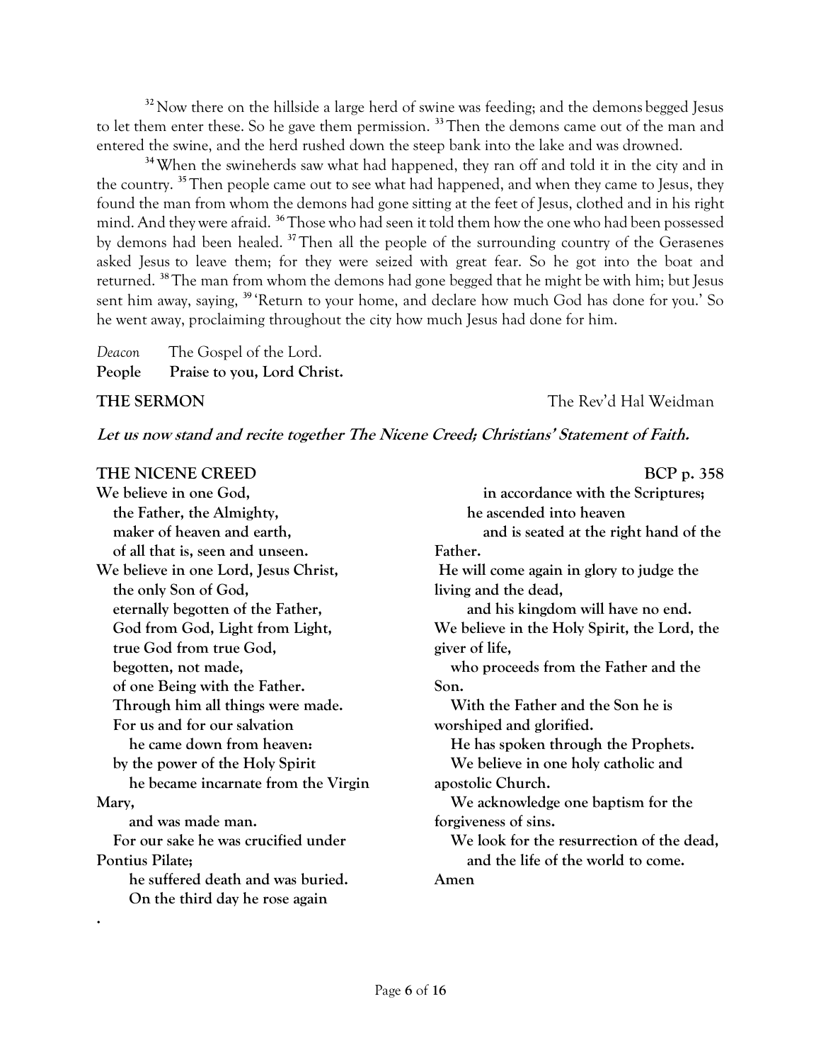[32] Now there on the hillside a large herd of swine was feeding; and the demons begged Jesus to let them enter these. So he gave them permission. [33] Then the demons came out of the man and entered the swine, and the herd rushed down the steep bank into the lake and was drowned.

[34] When the swineherds saw what had happened, they ran off and told it in the city and in the country. [35] Then people came out to see what had happened, and when they came to Jesus, they found the man from whom the demons had gone sitting at the feet of Jesus, clothed and in his right mind. And they were afraid. [36] Those who had seen it told them how the one who had been possessed by demons had been healed. [37] Then all the people of the surrounding country of the Gerasenes asked Jesus to leave them; for they were seized with great fear. So he got into the boat and returned. [38] The man from whom the demons had gone begged that he might be with him; but Jesus sent him away, saying, [39] 'Return to your home, and declare how much God has done for you.' So he went away, proclaiming throughout the city how much Jesus had done for him.

*Deacon* The Gospel of the Lord.
**People Praise to you, Lord Christ.**

**THE SERMON** The Rev'd Hal Weidman

***Let us now stand and recite together The Nicene Creed; Christians' Statement of Faith.***

**THE NICENE CREED** BCP p. 358

**We believe in one God,**
**the Father, the Almighty,**
**maker of heaven and earth,**
**of all that is, seen and unseen.**
**We believe in one Lord, Jesus Christ,**
**the only Son of God,**
**eternally begotten of the Father,**
**God from God, Light from Light,**
**true God from true God,**
**begotten, not made,**
**of one Being with the Father.**
**Through him all things were made.**
**For us and for our salvation**
**he came down from heaven:**
**by the power of the Holy Spirit**
**he became incarnate from the Virgin Mary,**
**and was made man.**
**For our sake he was crucified under Pontius Pilate;**
**he suffered death and was buried.**
**On the third day he rose again**
**in accordance with the Scriptures;**
**he ascended into heaven**
**and is seated at the right hand of the Father.**
**He will come again in glory to judge the living and the dead,**
**and his kingdom will have no end.**
**We believe in the Holy Spirit, the Lord, the giver of life,**
**who proceeds from the Father and the Son.**
**With the Father and the Son he is worshiped and glorified.**
**He has spoken through the Prophets.**
**We believe in one holy catholic and apostolic Church.**
**We acknowledge one baptism for the forgiveness of sins.**
**We look for the resurrection of the dead,**
**and the life of the world to come.**
**Amen**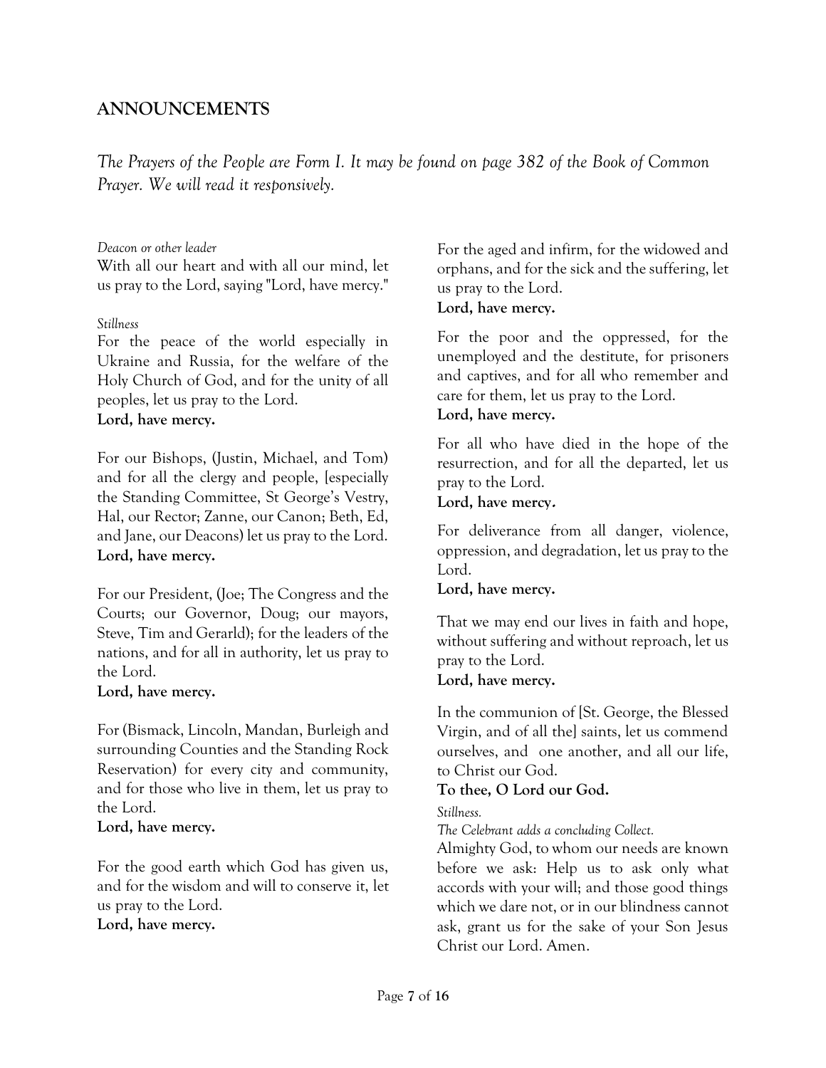## ANNOUNCEMENTS

*The Prayers of the People are Form I. It may be found on page 382 of the Book of Common Prayer. We will read it responsively.*

*Deacon or other leader*

With all our heart and with all our mind, let us pray to the Lord, saying "Lord, have mercy."

*Stillness*

For the peace of the world especially in Ukraine and Russia, for the welfare of the Holy Church of God, and for the unity of all peoples, let us pray to the Lord.

**Lord, have mercy.**

For our Bishops, (Justin, Michael, and Tom) and for all the clergy and people, [especially the Standing Committee, St George's Vestry, Hal, our Rector; Zanne, our Canon; Beth, Ed, and Jane, our Deacons) let us pray to the Lord.

**Lord, have mercy.**

For our President, (Joe; The Congress and the Courts; our Governor, Doug; our mayors, Steve, Tim and Gerarld); for the leaders of the nations, and for all in authority, let us pray to the Lord.

**Lord, have mercy.**

For (Bismack, Lincoln, Mandan, Burleigh and surrounding Counties and the Standing Rock Reservation) for every city and community, and for those who live in them, let us pray to the Lord.

**Lord, have mercy.**

For the good earth which God has given us, and for the wisdom and will to conserve it, let us pray to the Lord.

**Lord, have mercy.**

For the aged and infirm, for the widowed and orphans, and for the sick and the suffering, let us pray to the Lord.

**Lord, have mercy.**

For the poor and the oppressed, for the unemployed and the destitute, for prisoners and captives, and for all who remember and care for them, let us pray to the Lord.

**Lord, have mercy.**

For all who have died in the hope of the resurrection, and for all the departed, let us pray to the Lord.

**Lord, have mercy.**

For deliverance from all danger, violence, oppression, and degradation, let us pray to the Lord.

**Lord, have mercy.**

That we may end our lives in faith and hope, without suffering and without reproach, let us pray to the Lord.

**Lord, have mercy.**

In the communion of [St. George, the Blessed Virgin, and of all the] saints, let us commend ourselves, and one another, and all our life, to Christ our God.

**To thee, O Lord our God.**

*Stillness.*

*The Celebrant adds a concluding Collect.*

Almighty God, to whom our needs are known before we ask: Help us to ask only what accords with your will; and those good things which we dare not, or in our blindness cannot ask, grant us for the sake of your Son Jesus Christ our Lord. Amen.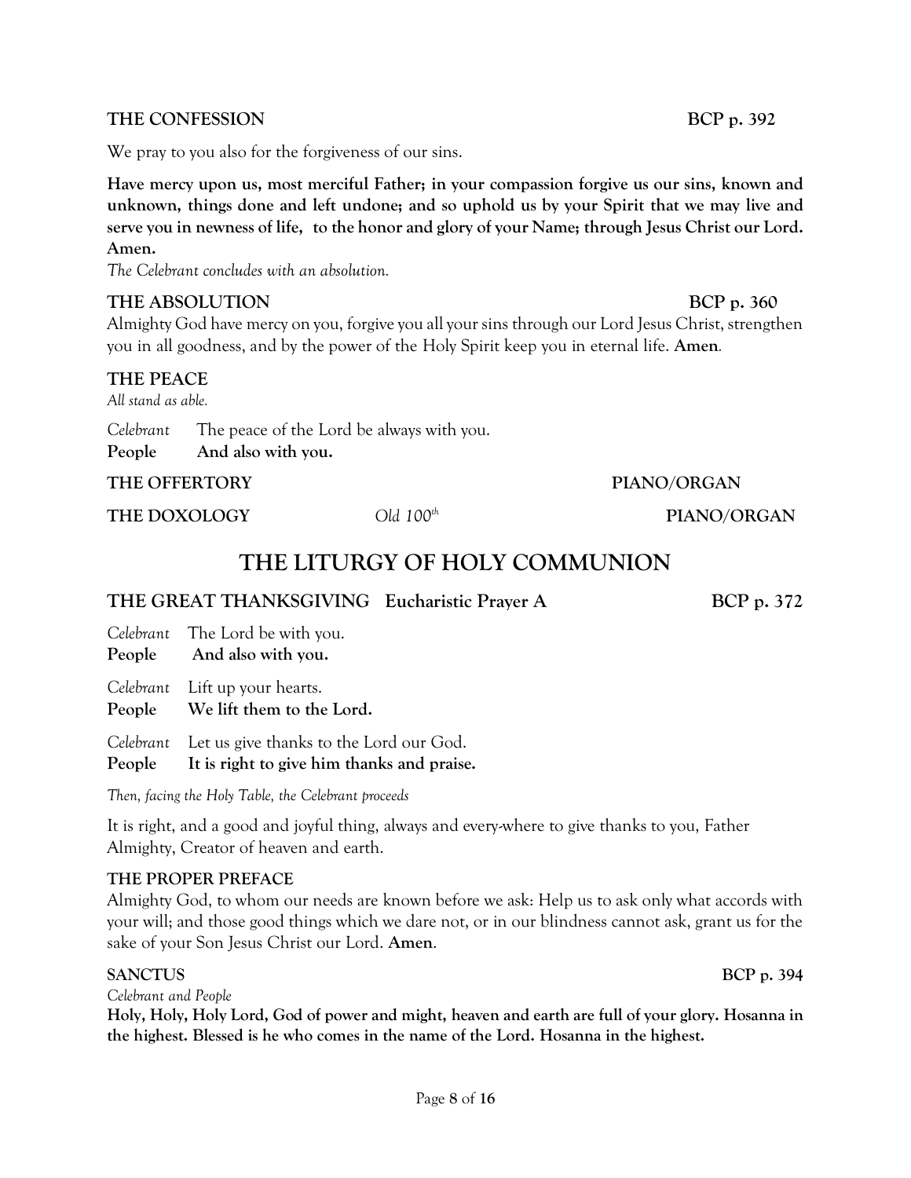**THE CONFESSION** **BCP p. 392**

We pray to you also for the forgiveness of our sins.

**Have mercy upon us, most merciful Father; in your compassion forgive us our sins, known and unknown, things done and left undone; and so uphold us by your Spirit that we may live and serve you in newness of life, to the honor and glory of your Name; through Jesus Christ our Lord. Amen.**

*The Celebrant concludes with an absolution.*

**THE ABSOLUTION** **BCP p. 360**

Almighty God have mercy on you, forgive you all your sins through our Lord Jesus Christ, strengthen you in all goodness, and by the power of the Holy Spirit keep you in eternal life. **Amen**.

**THE PEACE**

*All stand as able.*

*Celebrant* The peace of the Lord be always with you.
**People** **And also with you.**

**THE OFFERTORY** **PIANO/ORGAN**

**THE DOXOLOGY** *Old 100th* **PIANO/ORGAN**

# THE LITURGY OF HOLY COMMUNION

## THE GREAT THANKSGIVING Eucharistic Prayer A BCP p. 372

*Celebrant* The Lord be with you.
**People** **And also with you.**

*Celebrant* Lift up your hearts.
**People** **We lift them to the Lord.**

*Celebrant* Let us give thanks to the Lord our God.
**People** **It is right to give him thanks and praise.**

*Then, facing the Holy Table, the Celebrant proceeds*

It is right, and a good and joyful thing, always and every-where to give thanks to you, Father Almighty, Creator of heaven and earth.

**THE PROPER PREFACE**

Almighty God, to whom our needs are known before we ask: Help us to ask only what accords with your will; and those good things which we dare not, or in our blindness cannot ask, grant us for the sake of your Son Jesus Christ our Lord. **Amen**.

**SANCTUS** **BCP p. 394**

*Celebrant and People*

**Holy, Holy, Holy Lord, God of power and might, heaven and earth are full of your glory. Hosanna in the highest. Blessed is he who comes in the name of the Lord. Hosanna in the highest.**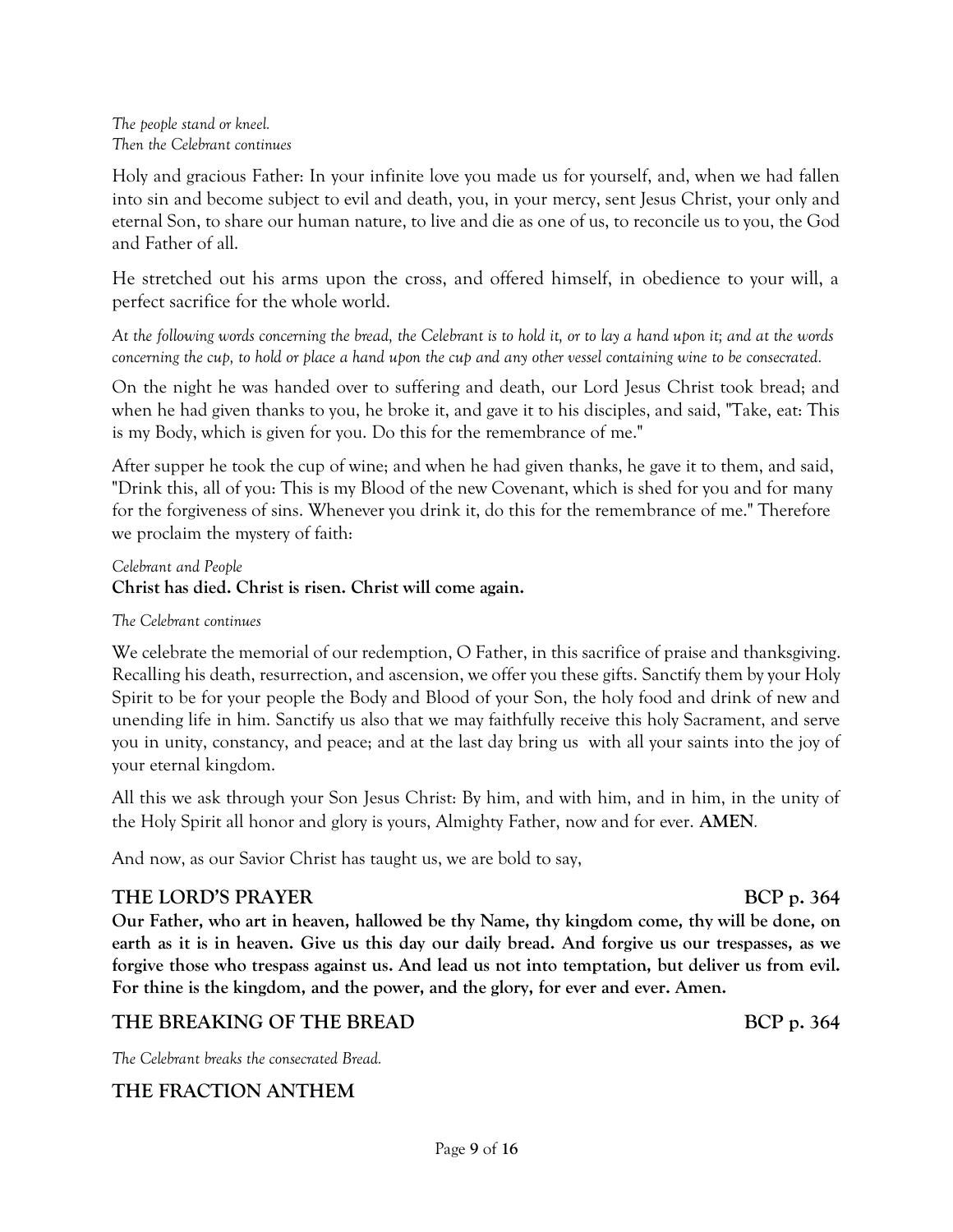*The people stand or kneel.*
*Then the Celebrant continues*

Holy and gracious Father: In your infinite love you made us for yourself, and, when we had fallen into sin and become subject to evil and death, you, in your mercy, sent Jesus Christ, your only and eternal Son, to share our human nature, to live and die as one of us, to reconcile us to you, the God and Father of all.

He stretched out his arms upon the cross, and offered himself, in obedience to your will, a perfect sacrifice for the whole world.

*At the following words concerning the bread, the Celebrant is to hold it, or to lay a hand upon it; and at the words concerning the cup, to hold or place a hand upon the cup and any other vessel containing wine to be consecrated.*

On the night he was handed over to suffering and death, our Lord Jesus Christ took bread; and when he had given thanks to you, he broke it, and gave it to his disciples, and said, "Take, eat: This is my Body, which is given for you. Do this for the remembrance of me."

After supper he took the cup of wine; and when he had given thanks, he gave it to them, and said, "Drink this, all of you: This is my Blood of the new Covenant, which is shed for you and for many for the forgiveness of sins. Whenever you drink it, do this for the remembrance of me." Therefore we proclaim the mystery of faith:

*Celebrant and People*
**Christ has died. Christ is risen. Christ will come again.**

*The Celebrant continues*

We celebrate the memorial of our redemption, O Father, in this sacrifice of praise and thanksgiving. Recalling his death, resurrection, and ascension, we offer you these gifts. Sanctify them by your Holy Spirit to be for your people the Body and Blood of your Son, the holy food and drink of new and unending life in him. Sanctify us also that we may faithfully receive this holy Sacrament, and serve you in unity, constancy, and peace; and at the last day bring us with all your saints into the joy of your eternal kingdom.

All this we ask through your Son Jesus Christ: By him, and with him, and in him, in the unity of the Holy Spirit all honor and glory is yours, Almighty Father, now and for ever. **AMEN**.

And now, as our Savior Christ has taught us, we are bold to say,

## THE LORD'S PRAYER — BCP p. 364

**Our Father, who art in heaven, hallowed be thy Name, thy kingdom come, thy will be done, on earth as it is in heaven. Give us this day our daily bread. And forgive us our trespasses, as we forgive those who trespass against us. And lead us not into temptation, but deliver us from evil. For thine is the kingdom, and the power, and the glory, for ever and ever. Amen.**

## THE BREAKING OF THE BREAD — BCP p. 364

*The Celebrant breaks the consecrated Bread.*

## THE FRACTION ANTHEM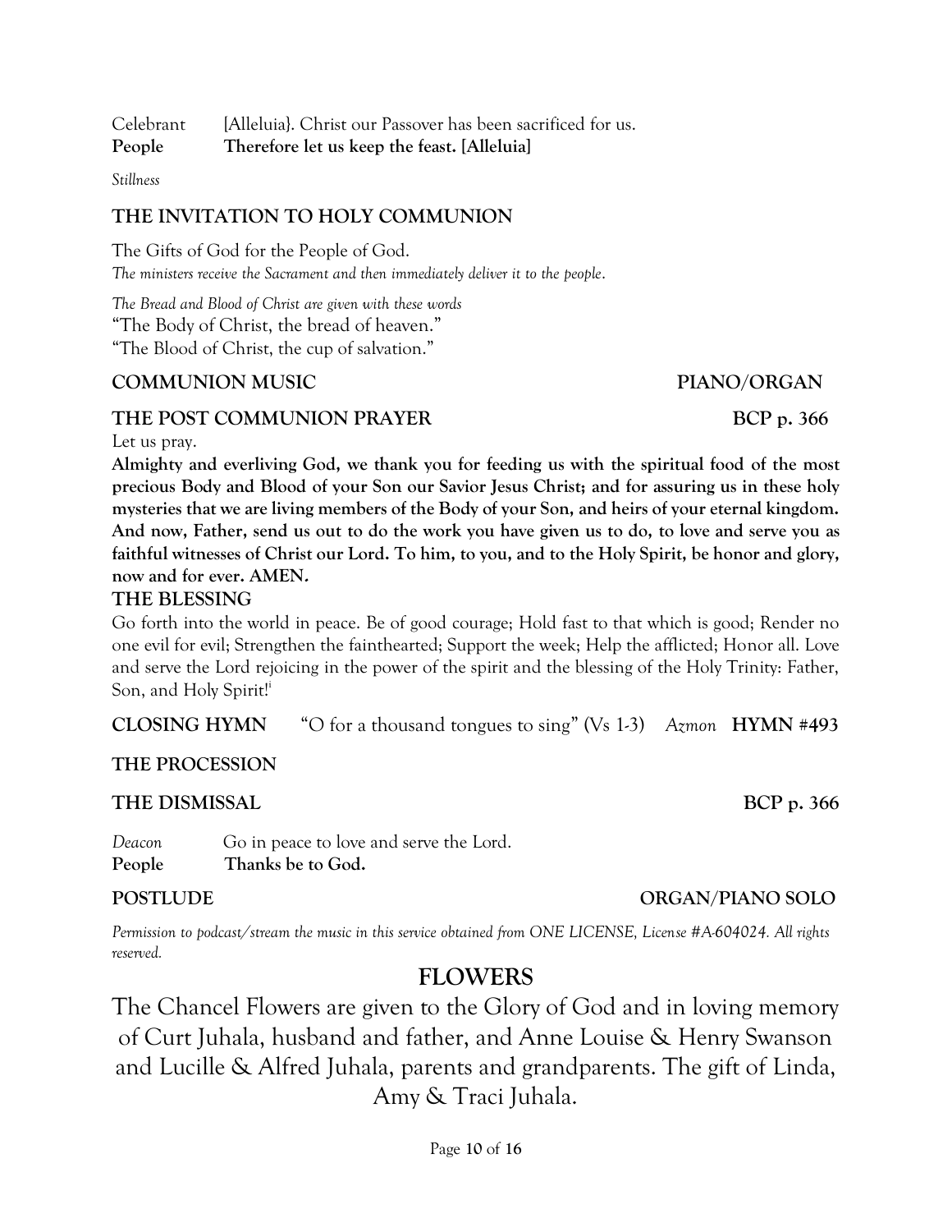Celebrant [Alleluia}. Christ our Passover has been sacrificed for us.
**People Therefore let us keep the feast. [Alleluia]**

*Stillness*

## THE INVITATION TO HOLY COMMUNION

The Gifts of God for the People of God.
*The ministers receive the Sacrament and then immediately deliver it to the people.*

*The Bread and Blood of Christ are given with these words*
"The Body of Christ, the bread of heaven."
"The Blood of Christ, the cup of salvation."

## COMMUNION MUSIC PIANO/ORGAN

## THE POST COMMUNION PRAYER BCP p. 366

Let us pray.
**Almighty and everliving God, we thank you for feeding us with the spiritual food of the most precious Body and Blood of your Son our Savior Jesus Christ; and for assuring us in these holy mysteries that we are living members of the Body of your Son, and heirs of your eternal kingdom. And now, Father, send us out to do the work you have given us to do, to love and serve you as faithful witnesses of Christ our Lord. To him, to you, and to the Holy Spirit, be honor and glory, now and for ever. AMEN.**

## THE BLESSING

Go forth into the world in peace. Be of good courage; Hold fast to that which is good; Render no one evil for evil; Strengthen the fainthearted; Support the week; Help the afflicted; Honor all. Love and serve the Lord rejoicing in the power of the spirit and the blessing of the Holy Trinity: Father, Son, and Holy Spirit![i]

**CLOSING HYMN** "O for a thousand tongues to sing" (Vs 1-3) *Azmon* **HYMN #493**

## THE PROCESSION

## THE DISMISSAL BCP p. 366

*Deacon* Go in peace to love and serve the Lord.
**People Thanks be to God.**

## POSTLUDE ORGAN/PIANO SOLO

*Permission to podcast/stream the music in this service obtained from ONE LICENSE, License #A-604024. All rights reserved.*

# FLOWERS

The Chancel Flowers are given to the Glory of God and in loving memory of Curt Juhala, husband and father, and Anne Louise & Henry Swanson and Lucille & Alfred Juhala, parents and grandparents. The gift of Linda, Amy & Traci Juhala.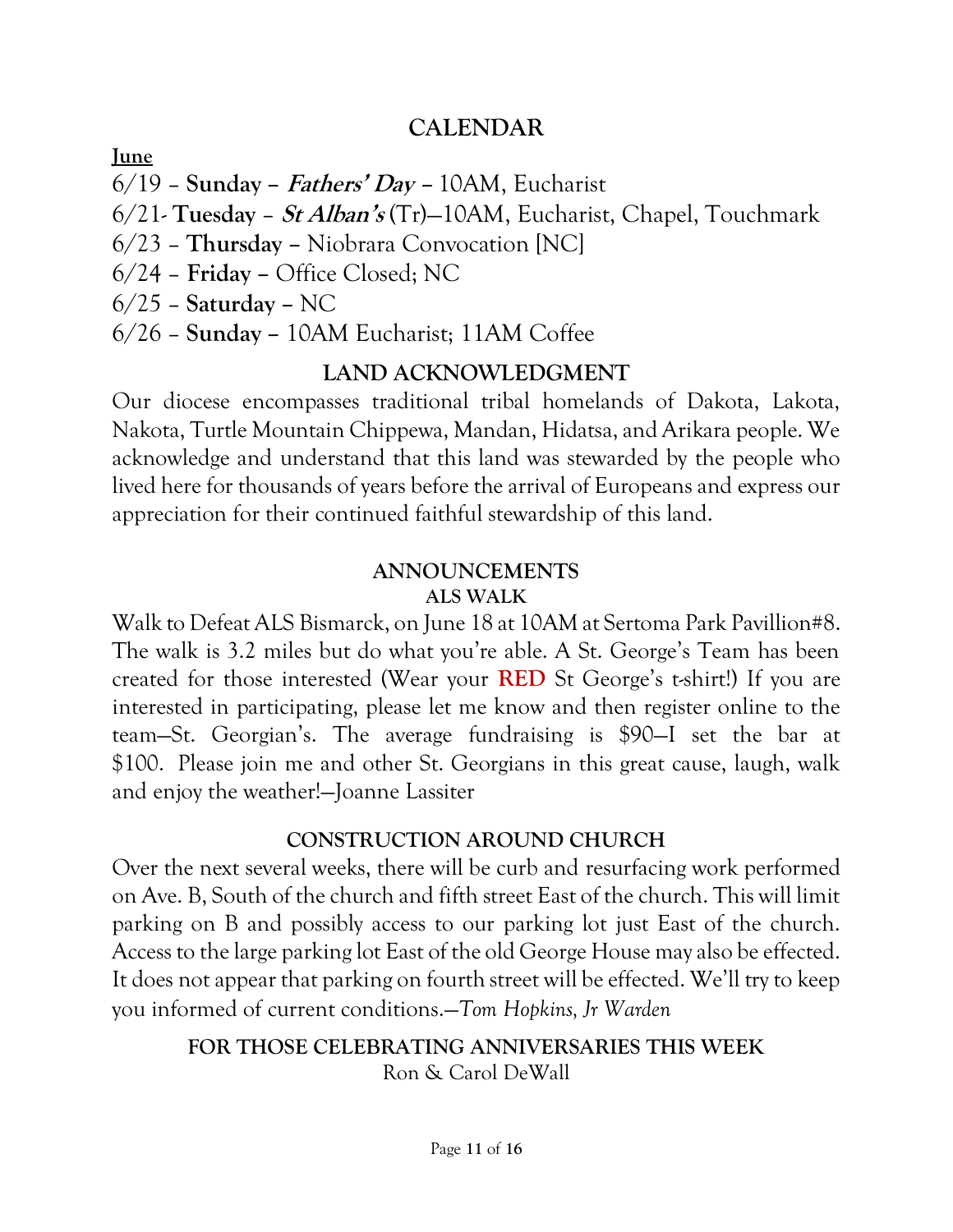## CALENDAR

**June**

6/19 – **Sunday** – ***Fathers' Day*** – 10AM, Eucharist
6/21- **Tuesday** – ***St Alban's*** (Tr)—10AM, Eucharist, Chapel, Touchmark
6/23 – **Thursday** – Niobrara Convocation [NC]
6/24 – **Friday** – Office Closed; NC
6/25 – **Saturday** – NC
6/26 – **Sunday** – 10AM Eucharist; 11AM Coffee

## LAND ACKNOWLEDGMENT

Our diocese encompasses traditional tribal homelands of Dakota, Lakota, Nakota, Turtle Mountain Chippewa, Mandan, Hidatsa, and Arikara people. We acknowledge and understand that this land was stewarded by the people who lived here for thousands of years before the arrival of Europeans and express our appreciation for their continued faithful stewardship of this land.

## ANNOUNCEMENTS

### ALS WALK

Walk to Defeat ALS Bismarck, on June 18 at 10AM at Sertoma Park Pavillion#8. The walk is 3.2 miles but do what you're able. A St. George's Team has been created for those interested (Wear your **RED** St George's t-shirt!) If you are interested in participating, please let me know and then register online to the team—St. Georgian's. The average fundraising is $90—I set the bar at $100. Please join me and other St. Georgians in this great cause, laugh, walk and enjoy the weather!—Joanne Lassiter

### CONSTRUCTION AROUND CHURCH

Over the next several weeks, there will be curb and resurfacing work performed on Ave. B, South of the church and fifth street East of the church. This will limit parking on B and possibly access to our parking lot just East of the church. Access to the large parking lot East of the old George House may also be effected. It does not appear that parking on fourth street will be effected. We'll try to keep you informed of current conditions.—*Tom Hopkins, Jr Warden*

### FOR THOSE CELEBRATING ANNIVERSARIES THIS WEEK

Ron & Carol DeWall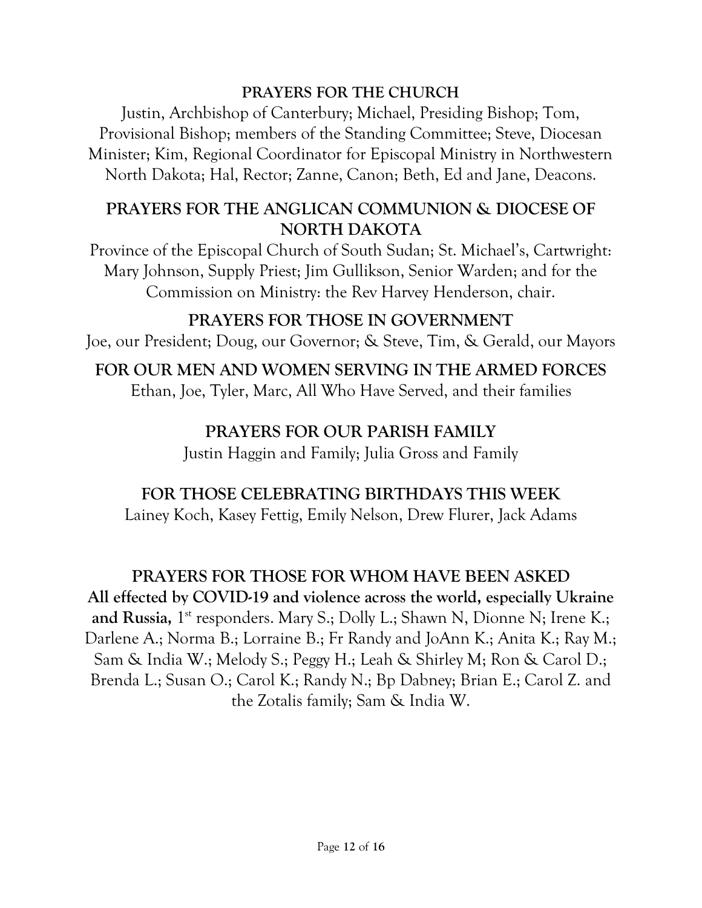## PRAYERS FOR THE CHURCH

Justin, Archbishop of Canterbury; Michael, Presiding Bishop; Tom, Provisional Bishop; members of the Standing Committee; Steve, Diocesan Minister; Kim, Regional Coordinator for Episcopal Ministry in Northwestern North Dakota; Hal, Rector; Zanne, Canon; Beth, Ed and Jane, Deacons.

## PRAYERS FOR THE ANGLICAN COMMUNION & DIOCESE OF NORTH DAKOTA

Province of the Episcopal Church of South Sudan; St. Michael's, Cartwright: Mary Johnson, Supply Priest; Jim Gullikson, Senior Warden; and for the Commission on Ministry: the Rev Harvey Henderson, chair.

## PRAYERS FOR THOSE IN GOVERNMENT

Joe, our President; Doug, our Governor; & Steve, Tim, & Gerald, our Mayors

## FOR OUR MEN AND WOMEN SERVING IN THE ARMED FORCES

Ethan, Joe, Tyler, Marc, All Who Have Served, and their families

## PRAYERS FOR OUR PARISH FAMILY

Justin Haggin and Family; Julia Gross and Family

## FOR THOSE CELEBRATING BIRTHDAYS THIS WEEK

Lainey Koch, Kasey Fettig, Emily Nelson, Drew Flurer, Jack Adams

## PRAYERS FOR THOSE FOR WHOM HAVE BEEN ASKED

**All effected by COVID-19 and violence across the world, especially Ukraine and Russia,** 1st responders. Mary S.; Dolly L.; Shawn N, Dionne N; Irene K.; Darlene A.; Norma B.; Lorraine B.; Fr Randy and JoAnn K.; Anita K.; Ray M.; Sam & India W.; Melody S.; Peggy H.; Leah & Shirley M; Ron & Carol D.; Brenda L.; Susan O.; Carol K.; Randy N.; Bp Dabney; Brian E.; Carol Z. and the Zotalis family; Sam & India W.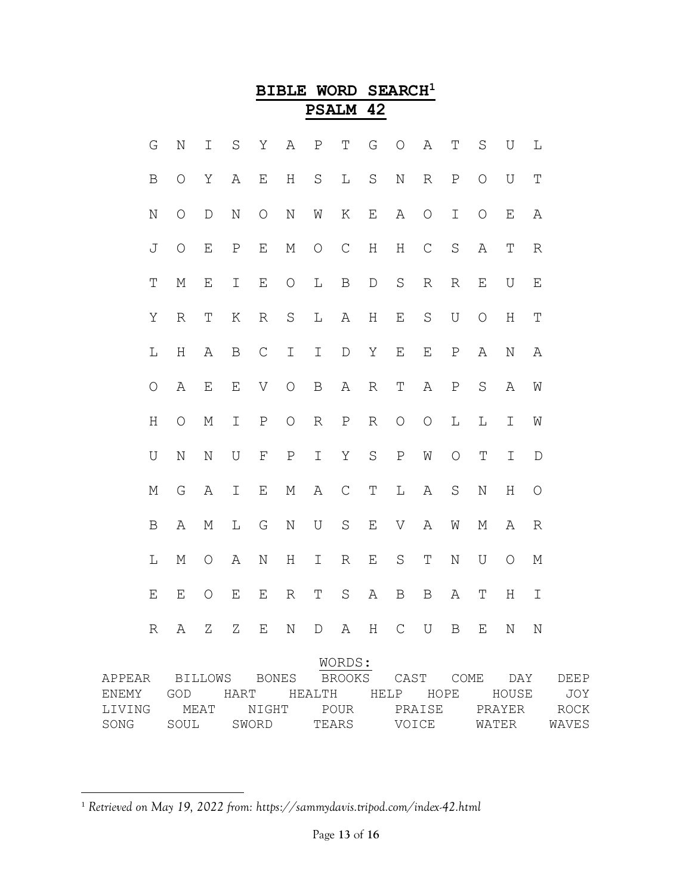# BIBLE WORD SEARCH[1]

## PSALM 42

```
G  N  I  S  Y  A  P  T  G  O  A  T  S  U  L
B  O  Y  A  E  H  S  L  S  N  R  P  O  U  T
N  O  D  N  O  N  W  K  E  A  O  I  O  E  A
J  O  E  P  E  M  O  C  H  H  C  S  A  T  R
T  M  E  I  E  O  L  B  D  S  R  R  E  U  E
Y  R  T  K  R  S  L  A  H  E  S  U  O  H  T
L  H  A  B  C  I  I  D  Y  E  E  P  A  N  A
O  A  E  E  V  O  B  A  R  T  A  P  S  A  W
H  O  M  I  P  O  R  P  R  O  O  L  L  I  W
U  N  N  U  F  P  I  Y  S  P  W  O  T  I  D
M  G  A  I  E  M  A  C  T  L  A  S  N  H  O
B  A  M  L  G  N  U  S  E  V  A  W  M  A  R
L  M  O  A  N  H  I  R  E  S  T  N  U  O  M
E  E  O  E  E  R  T  S  A  B  B  A  T  H  I
R  A  Z  Z  E  N  D  A  H  C  U  B  E  N  N
```

WORDS:

| | | | | | | | |
|---|---|---|---|---|---|---|---|
| APPEAR | BILLOWS | BONES | BROOKS | CAST | COME | DAY | DEEP |
| ENEMY | GOD | HART | HEALTH | HELP | HOPE | HOUSE | JOY |
| LIVING | MEAT | NIGHT | POUR | PRAISE | PRAYER | ROCK | |
| SONG | SOUL | SWORD | TEARS | VOICE | WATER | WAVES | |

[1] *Retrieved on May 19, 2022 from: https://sammydavis.tripod.com/index-42.html*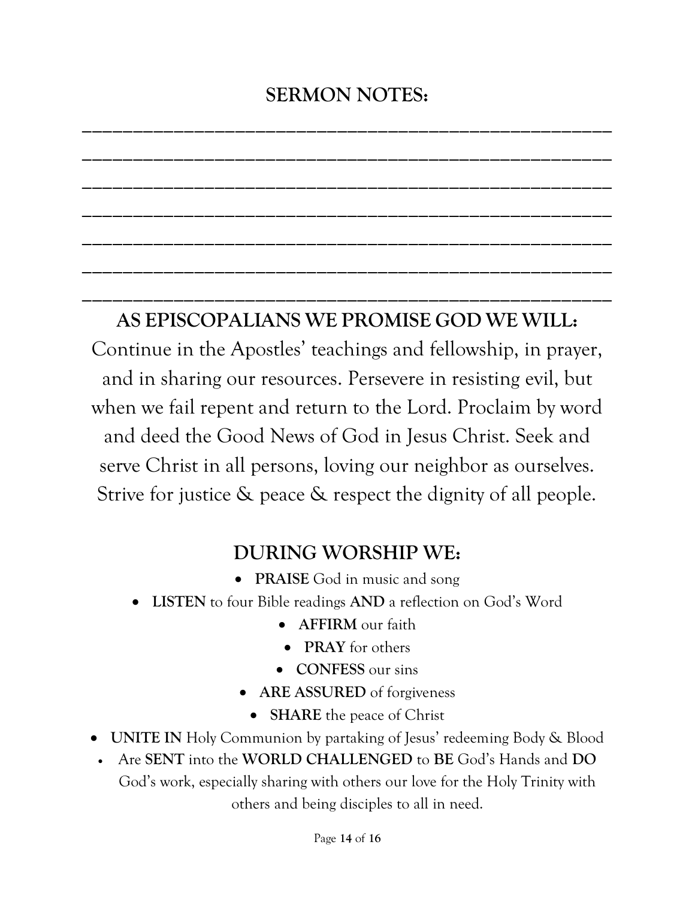## SERMON NOTES:

_______________________________________________________

_______________________________________________________

_______________________________________________________

_______________________________________________________

_______________________________________________________

_______________________________________________________

_______________________________________________________

## AS EPISCOPALIANS WE PROMISE GOD WE WILL:

Continue in the Apostles' teachings and fellowship, in prayer, and in sharing our resources. Persevere in resisting evil, but when we fail repent and return to the Lord. Proclaim by word and deed the Good News of God in Jesus Christ. Seek and serve Christ in all persons, loving our neighbor as ourselves. Strive for justice & peace & respect the dignity of all people.

## DURING WORSHIP WE:

- **PRAISE** God in music and song
- **LISTEN** to four Bible readings **AND** a reflection on God's Word
- **AFFIRM** our faith
- **PRAY** for others
- **CONFESS** our sins
- **ARE ASSURED** of forgiveness
- **SHARE** the peace of Christ
- **UNITE IN** Holy Communion by partaking of Jesus' redeeming Body & Blood
- Are **SENT** into the **WORLD CHALLENGED** to **BE** God's Hands and **DO** God's work, especially sharing with others our love for the Holy Trinity with others and being disciples to all in need.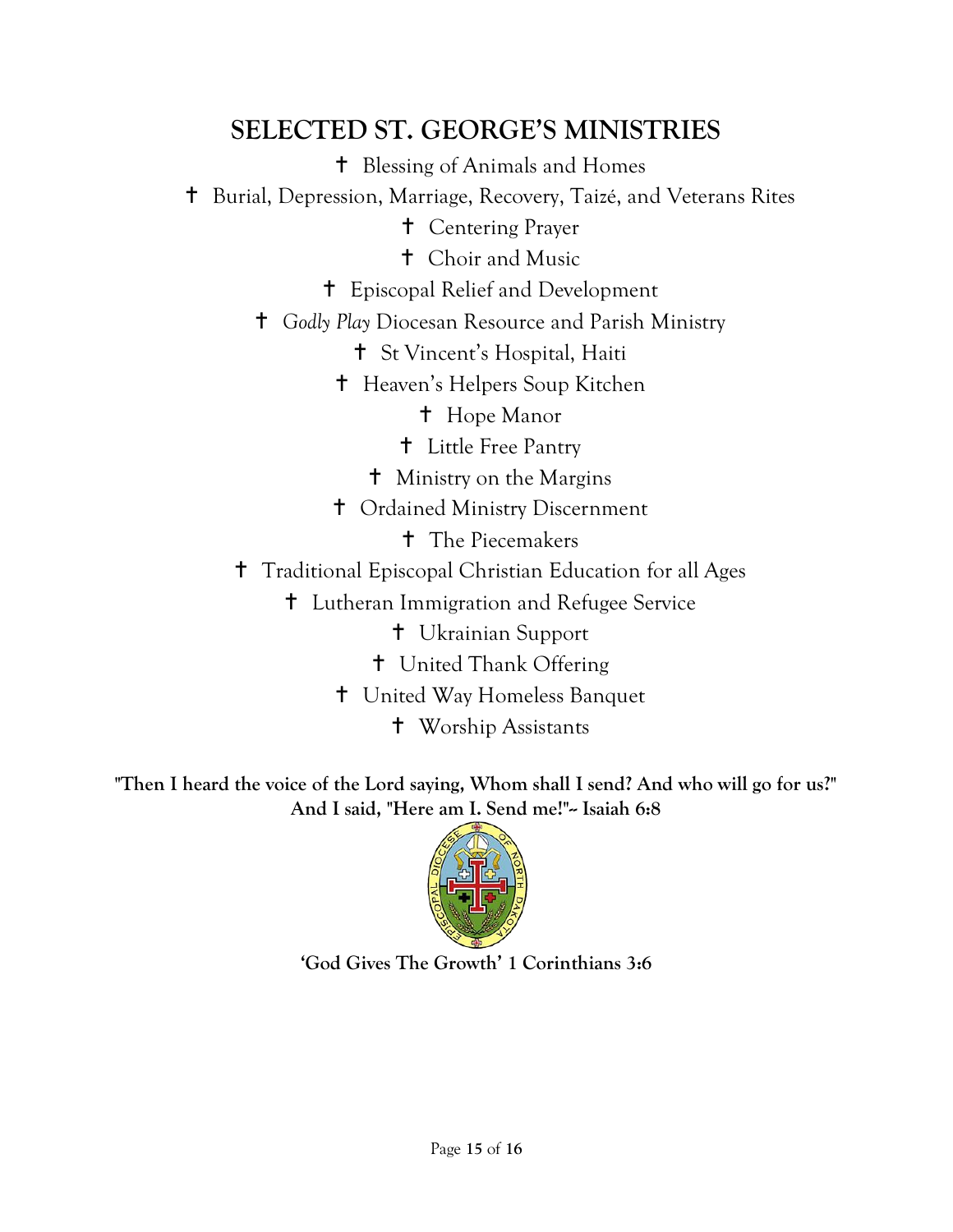## SELECTED ST. GEORGE'S MINISTRIES

✝ Blessing of Animals and Homes

✝ Burial, Depression, Marriage, Recovery, Taizé, and Veterans Rites

✝ Centering Prayer

✝ Choir and Music

✝ Episcopal Relief and Development

✝ *Godly Play* Diocesan Resource and Parish Ministry

✝ St Vincent's Hospital, Haiti

✝ Heaven's Helpers Soup Kitchen

✝ Hope Manor

✝ Little Free Pantry

✝ Ministry on the Margins

✝ Ordained Ministry Discernment

✝ The Piecemakers

✝ Traditional Episcopal Christian Education for all Ages

✝ Lutheran Immigration and Refugee Service

✝ Ukrainian Support

✝ United Thank Offering

✝ United Way Homeless Banquet

✝ Worship Assistants

**"Then I heard the voice of the Lord saying, Whom shall I send? And who will go for us?" And I said, "Here am I. Send me!"~ Isaiah 6:8**

**'God Gives The Growth' 1 Corinthians 3:6**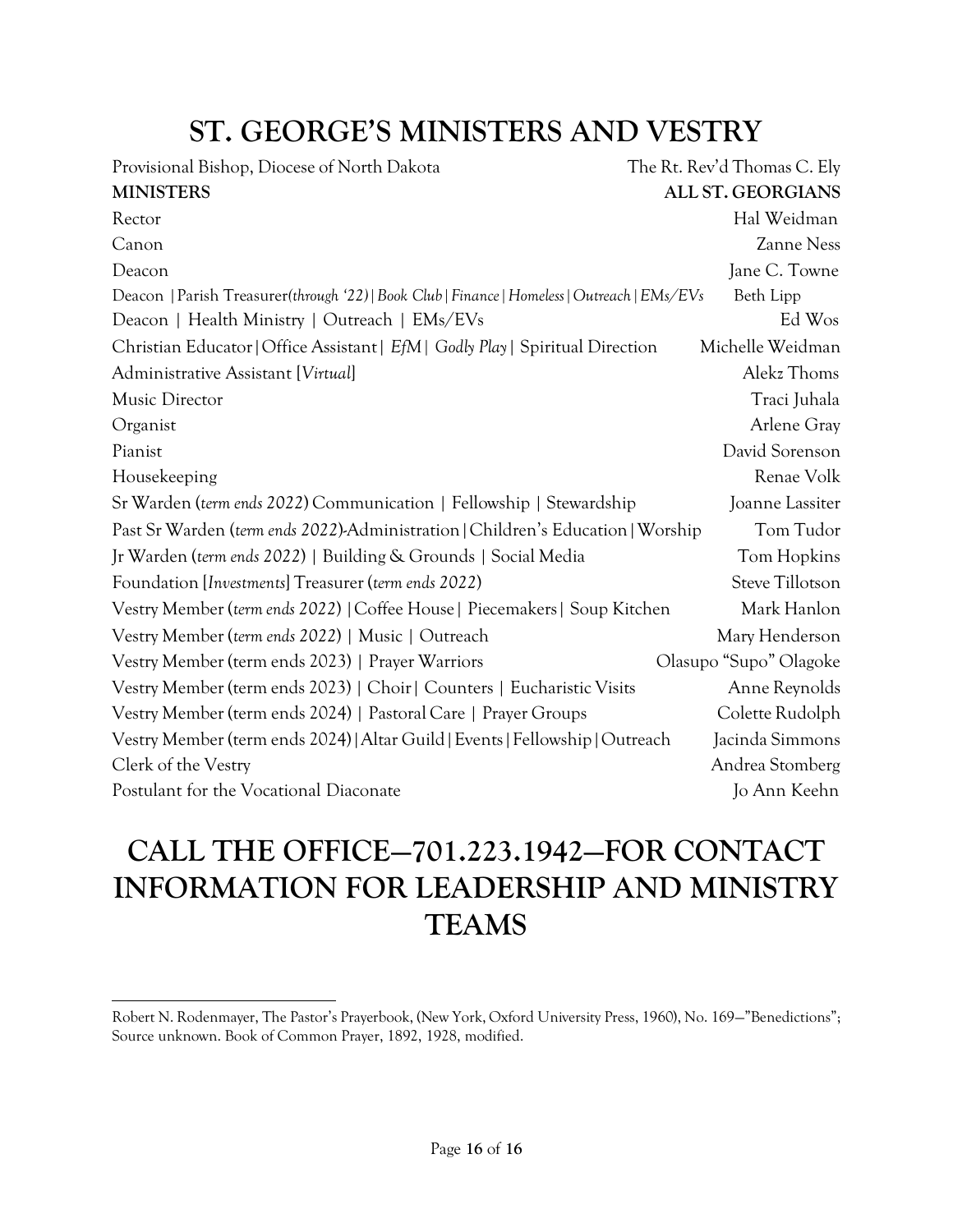# ST. GEORGE'S MINISTERS AND VESTRY

| | |
|---|---|
| Provisional Bishop, Diocese of North Dakota | The Rt. Rev'd Thomas C. Ely |
| **MINISTERS** | **ALL ST. GEORGIANS** |
| Rector | Hal Weidman |
| Canon | Zanne Ness |
| Deacon | Jane C. Towne |
| Deacon \| Parish Treasurer *(through '22)* \| *Book Club* \| *Finance* \| *Homeless* \| *Outreach* \| *EMs/EVs* | Beth Lipp |
| Deacon \| Health Ministry \| Outreach \| EMs/EVs | Ed Wos |
| Christian Educator \| Office Assistant \| *EfM* \| *Godly Play* \| Spiritual Direction | Michelle Weidman |
| Administrative Assistant [*Virtual*] | Alekz Thoms |
| Music Director | Traci Juhala |
| Organist | Arlene Gray |
| Pianist | David Sorenson |
| Housekeeping | Renae Volk |
| Sr Warden (*term ends 2022*) Communication \| Fellowship \| Stewardship | Joanne Lassiter |
| Past Sr Warden (*term ends 2022*)-Administration \| Children's Education \| Worship | Tom Tudor |
| Jr Warden (*term ends 2022*) \| Building & Grounds \| Social Media | Tom Hopkins |
| Foundation [*Investments*] Treasurer (*term ends 2022*) | Steve Tillotson |
| Vestry Member (*term ends 2022*) \| Coffee House \| Piecemakers \| Soup Kitchen | Mark Hanlon |
| Vestry Member (*term ends 2022*) \| Music \| Outreach | Mary Henderson |
| Vestry Member (term ends 2023) \| Prayer Warriors | Olasupo "Supo" Olagoke |
| Vestry Member (term ends 2023) \| Choir \| Counters \| Eucharistic Visits | Anne Reynolds |
| Vestry Member (term ends 2024) \| Pastoral Care \| Prayer Groups | Colette Rudolph |
| Vestry Member (term ends 2024) \| Altar Guild \| Events \| Fellowship \| Outreach | Jacinda Simmons |
| Clerk of the Vestry | Andrea Stomberg |
| Postulant for the Vocational Diaconate | Jo Ann Keehn |

# CALL THE OFFICE—701.223.1942—FOR CONTACT INFORMATION FOR LEADERSHIP AND MINISTRY TEAMS

---

Robert N. Rodenmayer, The Pastor's Prayerbook, (New York, Oxford University Press, 1960), No. 169—"Benedictions"; Source unknown. Book of Common Prayer, 1892, 1928, modified.